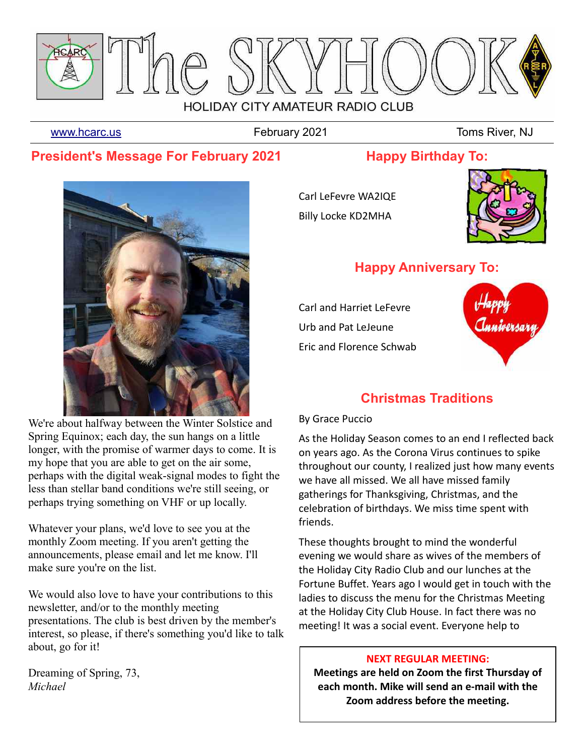# The SKYHOOK

HOLIDAY CITY AMATEUR RADIO CLUB

www.hcarc.us | February 2021 | Toms River, NJ

## President's Message For February 2021

We're about halfway between the Winter Solstice and Spring Equinox; each day, the sun hangs on a little longer, with the promise of warmer days to come. It is my hope that you are able to get on the air some, perhaps with the digital weak-signal modes to fight the less than stellar band conditions we're still seeing, or perhaps trying something on VHF or up locally.

Whatever your plans, we'd love to see you at the monthly Zoom meeting. If you aren't getting the announcements, please email and let me know. I'll make sure you're on the list.

We would also love to have your contributions to this newsletter, and/or to the monthly meeting presentations. The club is best driven by the member's interest, so please, if there's something you'd like to talk about, go for it!

Dreaming of Spring, 73,
*Michael*

## Happy Birthday To:

Carl LeFevre WA2IQE

Billy Locke KD2MHA

## Happy Anniversary To:

Carl and Harriet LeFevre

Urb and Pat LeJeune

Eric and Florence Schwab

## Christmas Traditions

By Grace Puccio

As the Holiday Season comes to an end I reflected back on years ago. As the Corona Virus continues to spike throughout our county, I realized just how many events we have all missed. We all have missed family gatherings for Thanksgiving, Christmas, and the celebration of birthdays. We miss time spent with friends.

These thoughts brought to mind the wonderful evening we would share as wives of the members of the Holiday City Radio Club and our lunches at the Fortune Buffet. Years ago I would get in touch with the ladies to discuss the menu for the Christmas Meeting at the Holiday City Club House. In fact there was no meeting! It was a social event. Everyone help to

**NEXT REGULAR MEETING:**
**Meetings are held on Zoom the first Thursday of each month. Mike will send an e-mail with the Zoom address before the meeting.**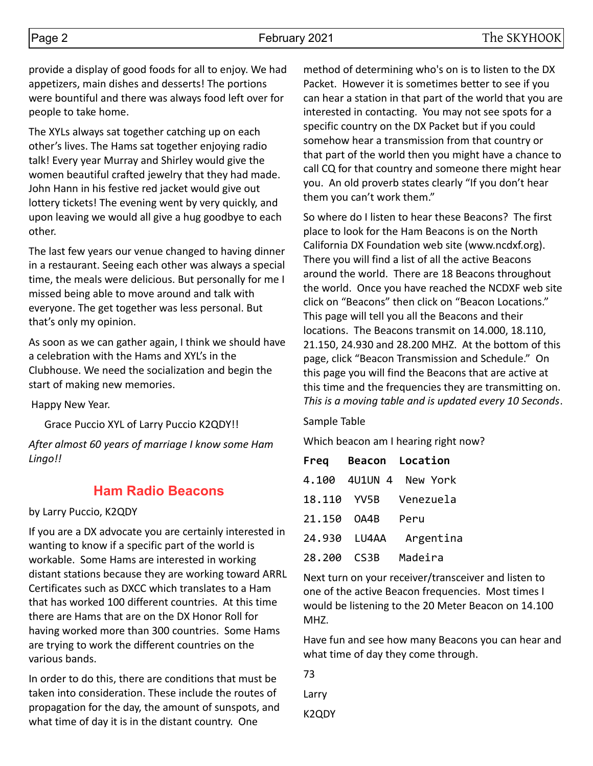provide a display of good foods for all to enjoy. We had appetizers, main dishes and desserts! The portions were bountiful and there was always food left over for people to take home.

The XYLs always sat together catching up on each other's lives. The Hams sat together enjoying radio talk! Every year Murray and Shirley would give the women beautiful crafted jewelry that they had made. John Hann in his festive red jacket would give out lottery tickets! The evening went by very quickly, and upon leaving we would all give a hug goodbye to each other.

The last few years our venue changed to having dinner in a restaurant. Seeing each other was always a special time, the meals were delicious. But personally for me I missed being able to move around and talk with everyone. The get together was less personal. But that's only my opinion.

As soon as we can gather again, I think we should have a celebration with the Hams and XYL's in the Clubhouse. We need the socialization and begin the start of making new memories.

Happy New Year.

Grace Puccio XYL of Larry Puccio K2QDY!!

*After almost 60 years of marriage I know some Ham Lingo!!*

## Ham Radio Beacons

by Larry Puccio, K2QDY

If you are a DX advocate you are certainly interested in wanting to know if a specific part of the world is workable. Some Hams are interested in working distant stations because they are working toward ARRL Certificates such as DXCC which translates to a Ham that has worked 100 different countries. At this time there are Hams that are on the DX Honor Roll for having worked more than 300 countries. Some Hams are trying to work the different countries on the various bands.

In order to do this, there are conditions that must be taken into consideration. These include the routes of propagation for the day, the amount of sunspots, and what time of day it is in the distant country. One method of determining who's on is to listen to the DX Packet. However it is sometimes better to see if you can hear a station in that part of the world that you are interested in contacting. You may not see spots for a specific country on the DX Packet but if you could somehow hear a transmission from that country or that part of the world then you might have a chance to call CQ for that country and someone there might hear you. An old proverb states clearly "If you don't hear them you can't work them."

So where do I listen to hear these Beacons? The first place to look for the Ham Beacons is on the North California DX Foundation web site (www.ncdxf.org). There you will find a list of all the active Beacons around the world. There are 18 Beacons throughout the world. Once you have reached the NCDXF web site click on "Beacons" then click on "Beacon Locations." This page will tell you all the Beacons and their locations. The Beacons transmit on 14.000, 18.110, 21.150, 24.930 and 28.200 MHZ. At the bottom of this page, click "Beacon Transmission and Schedule." On this page you will find the Beacons that are active at this time and the frequencies they are transmitting on. *This is a moving table and is updated every 10 Seconds*.

Sample Table

Which beacon am I hearing right now?

| Freq | Beacon | Location |
|---|---|---|
| 4.100 | 4U1UN 4 | New York |
| 18.110 | YV5B | Venezuela |
| 21.150 | OA4B | Peru |
| 24.930 | LU4AA | Argentina |
| 28.200 | CS3B | Madeira |

Next turn on your receiver/transceiver and listen to one of the active Beacon frequencies. Most times I would be listening to the 20 Meter Beacon on 14.100 MHZ.

Have fun and see how many Beacons you can hear and what time of day they come through.

73

Larry

K2QDY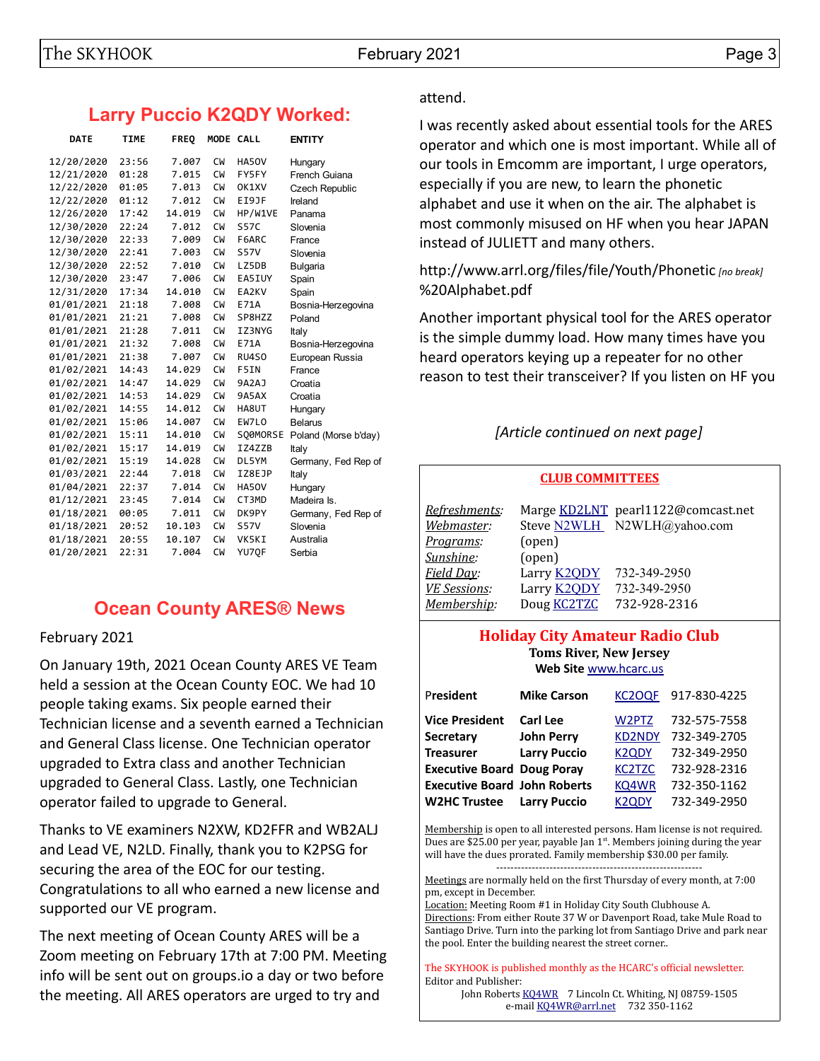## Larry Puccio K2QDY Worked:

| DATE | TIME | FREQ | MODE | CALL | ENTITY |
|---|---|---|---|---|---|
| 12/20/2020 | 23:56 | 7.007 | CW | HA5OV | Hungary |
| 12/21/2020 | 01:28 | 7.015 | CW | FY5FY | French Guiana |
| 12/22/2020 | 01:05 | 7.013 | CW | OK1XV | Czech Republic |
| 12/22/2020 | 01:12 | 7.012 | CW | EI9JF | Ireland |
| 12/26/2020 | 17:42 | 14.019 | CW | HP/W1VE | Panama |
| 12/30/2020 | 22:24 | 7.012 | CW | S57C | Slovenia |
| 12/30/2020 | 22:33 | 7.009 | CW | F6ARC | France |
| 12/30/2020 | 22:41 | 7.003 | CW | S57V | Slovenia |
| 12/30/2020 | 22:52 | 7.010 | CW | LZ5DB | Bulgaria |
| 12/30/2020 | 23:47 | 7.006 | CW | EA5IUY | Spain |
| 12/31/2020 | 17:34 | 14.010 | CW | EA2KV | Spain |
| 01/01/2021 | 21:18 | 7.008 | CW | E71A | Bosnia-Herzegovina |
| 01/01/2021 | 21:21 | 7.008 | CW | SP8HZZ | Poland |
| 01/01/2021 | 21:28 | 7.011 | CW | IZ3NYG | Italy |
| 01/01/2021 | 21:32 | 7.008 | CW | E71A | Bosnia-Herzegovina |
| 01/01/2021 | 21:38 | 7.007 | CW | RU4SO | European Russia |
| 01/02/2021 | 14:43 | 14.029 | CW | F5IN | France |
| 01/02/2021 | 14:47 | 14.029 | CW | 9A2AJ | Croatia |
| 01/02/2021 | 14:53 | 14.029 | CW | 9A5AX | Croatia |
| 01/02/2021 | 14:55 | 14.012 | CW | HA8UT | Hungary |
| 01/02/2021 | 15:06 | 14.007 | CW | EW7LO | Belarus |
| 01/02/2021 | 15:11 | 14.010 | CW | SQ0MORSE | Poland (Morse b'day) |
| 01/02/2021 | 15:17 | 14.019 | CW | IZ4ZZB | Italy |
| 01/02/2021 | 15:19 | 14.028 | CW | DL5YM | Germany, Fed Rep of |
| 01/03/2021 | 22:44 | 7.018 | CW | IZ8EJP | Italy |
| 01/04/2021 | 22:37 | 7.014 | CW | HA5OV | Hungary |
| 01/12/2021 | 23:45 | 7.014 | CW | CT3MD | Madeira Is. |
| 01/18/2021 | 00:05 | 7.011 | CW | DK9PY | Germany, Fed Rep of |
| 01/18/2021 | 20:52 | 10.103 | CW | S57V | Slovenia |
| 01/18/2021 | 20:55 | 10.107 | CW | VK5KI | Australia |
| 01/20/2021 | 22:31 | 7.004 | CW | YU7QF | Serbia |

## Ocean County ARES® News

February 2021

On January 19th, 2021 Ocean County ARES VE Team held a session at the Ocean County EOC. We had 10 people taking exams. Six people earned their Technician license and a seventh earned a Technician and General Class license. One Technician operator upgraded to Extra class and another Technician upgraded to General Class. Lastly, one Technician operator failed to upgrade to General.

Thanks to VE examiners N2XW, KD2FFR and WB2ALJ and Lead VE, N2LD. Finally, thank you to K2PSG for securing the area of the EOC for our testing. Congratulations to all who earned a new license and supported our VE program.

The next meeting of Ocean County ARES will be a Zoom meeting on February 17th at 7:00 PM. Meeting info will be sent out on groups.io a day or two before the meeting. All ARES operators are urged to try and attend.

I was recently asked about essential tools for the ARES operator and which one is most important. While all of our tools in Emcomm are important, I urge operators, especially if you are new, to learn the phonetic alphabet and use it when on the air. The alphabet is most commonly misused on HF when you hear JAPAN instead of JULIETT and many others.

http://www.arrl.org/files/file/Youth/Phonetic *[no break]* %20Alphabet.pdf

Another important physical tool for the ARES operator is the simple dummy load. How many times have you heard operators keying up a repeater for no other reason to test their transceiver? If you listen on HF you

*[Article continued on next page]*

---

**CLUB COMMITTEES**

| | | |
|---|---|---|
| *Refreshments:* | Marge KD2LNT | pearl1122@comcast.net |
| *Webmaster:* | Steve N2WLH | N2WLH@yahoo.com |
| *Programs:* | (open) | |
| *Sunshine:* | (open) | |
| *Field Day:* | Larry K2QDY | 732-349-2950 |
| *VE Sessions:* | Larry K2QDY | 732-349-2950 |
| *Membership:* | Doug KC2TZC | 732-928-2316 |

### Holiday City Amateur Radio Club

**Toms River, New Jersey**

**Web Site** www.hcarc.us

| | | | |
|---|---|---|---|
| President | **Mike Carson** | KC2OQF | 917-830-4225 |
| **Vice President** | **Carl Lee** | W2PTZ | 732-575-7558 |
| **Secretary** | **John Perry** | KD2NDY | 732-349-2705 |
| **Treasurer** | **Larry Puccio** | K2QDY | 732-349-2950 |
| **Executive Board** | **Doug Poray** | KC2TZC | 732-928-2316 |
| **Executive Board** | **John Roberts** | KQ4WR | 732-350-1162 |
| **W2HC Trustee** | **Larry Puccio** | K2QDY | 732-349-2950 |

Membership is open to all interested persons. Ham license is not required. Dues are $25.00 per year, payable Jan 1st. Members joining during the year will have the dues prorated. Family membership $30.00 per family.

---

Meetings are normally held on the first Thursday of every month, at 7:00 pm, except in December.
Location: Meeting Room #1 in Holiday City South Clubhouse A.
Directions: From either Route 37 W or Davenport Road, take Mule Road to Santiago Drive. Turn into the parking lot from Santiago Drive and park near the pool. Enter the building nearest the street corner..

The SKYHOOK is published monthly as the HCARC's official newsletter.
Editor and Publisher:
John Roberts KQ4WR 7 Lincoln Ct. Whiting, NJ 08759-1505
e-mail KQ4WR@arrl.net 732 350-1162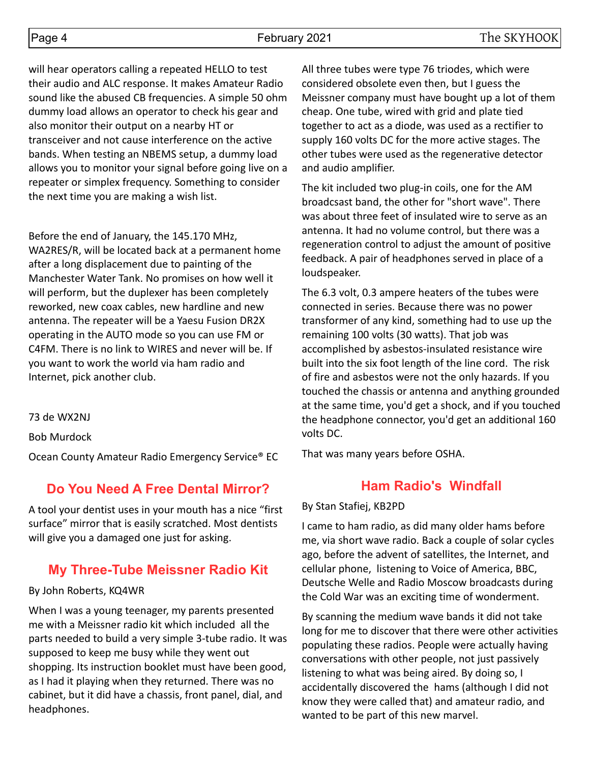will hear operators calling a repeated HELLO to test their audio and ALC response. It makes Amateur Radio sound like the abused CB frequencies. A simple 50 ohm dummy load allows an operator to check his gear and also monitor their output on a nearby HT or transceiver and not cause interference on the active bands. When testing an NBEMS setup, a dummy load allows you to monitor your signal before going live on a repeater or simplex frequency. Something to consider the next time you are making a wish list.

Before the end of January, the 145.170 MHz, WA2RES/R, will be located back at a permanent home after a long displacement due to painting of the Manchester Water Tank. No promises on how well it will perform, but the duplexer has been completely reworked, new coax cables, new hardline and new antenna. The repeater will be a Yaesu Fusion DR2X operating in the AUTO mode so you can use FM or C4FM. There is no link to WIRES and never will be. If you want to work the world via ham radio and Internet, pick another club.

73 de WX2NJ

Bob Murdock

Ocean County Amateur Radio Emergency Service® EC

## Do You Need A Free Dental Mirror?

A tool your dentist uses in your mouth has a nice “first surface” mirror that is easily scratched. Most dentists will give you a damaged one just for asking.

## My Three-Tube Meissner Radio Kit

By John Roberts, KQ4WR

When I was a young teenager, my parents presented me with a Meissner radio kit which included all the parts needed to build a very simple 3-tube radio. It was supposed to keep me busy while they went out shopping. Its instruction booklet must have been good, as I had it playing when they returned. There was no cabinet, but it did have a chassis, front panel, dial, and headphones.

All three tubes were type 76 triodes, which were considered obsolete even then, but I guess the Meissner company must have bought up a lot of them cheap. One tube, wired with grid and plate tied together to act as a diode, was used as a rectifier to supply 160 volts DC for the more active stages. The other tubes were used as the regenerative detector and audio amplifier.

The kit included two plug-in coils, one for the AM broadcsast band, the other for "short wave". There was about three feet of insulated wire to serve as an antenna. It had no volume control, but there was a regeneration control to adjust the amount of positive feedback. A pair of headphones served in place of a loudspeaker.

The 6.3 volt, 0.3 ampere heaters of the tubes were connected in series. Because there was no power transformer of any kind, something had to use up the remaining 100 volts (30 watts). That job was accomplished by asbestos-insulated resistance wire built into the six foot length of the line cord. The risk of fire and asbestos were not the only hazards. If you touched the chassis or antenna and anything grounded at the same time, you'd get a shock, and if you touched the headphone connector, you'd get an additional 160 volts DC.

That was many years before OSHA.

## Ham Radio's Windfall

By Stan Stafiej, KB2PD

I came to ham radio, as did many older hams before me, via short wave radio. Back a couple of solar cycles ago, before the advent of satellites, the Internet, and cellular phone, listening to Voice of America, BBC, Deutsche Welle and Radio Moscow broadcasts during the Cold War was an exciting time of wonderment.

By scanning the medium wave bands it did not take long for me to discover that there were other activities populating these radios. People were actually having conversations with other people, not just passively listening to what was being aired. By doing so, I accidentally discovered the hams (although I did not know they were called that) and amateur radio, and wanted to be part of this new marvel.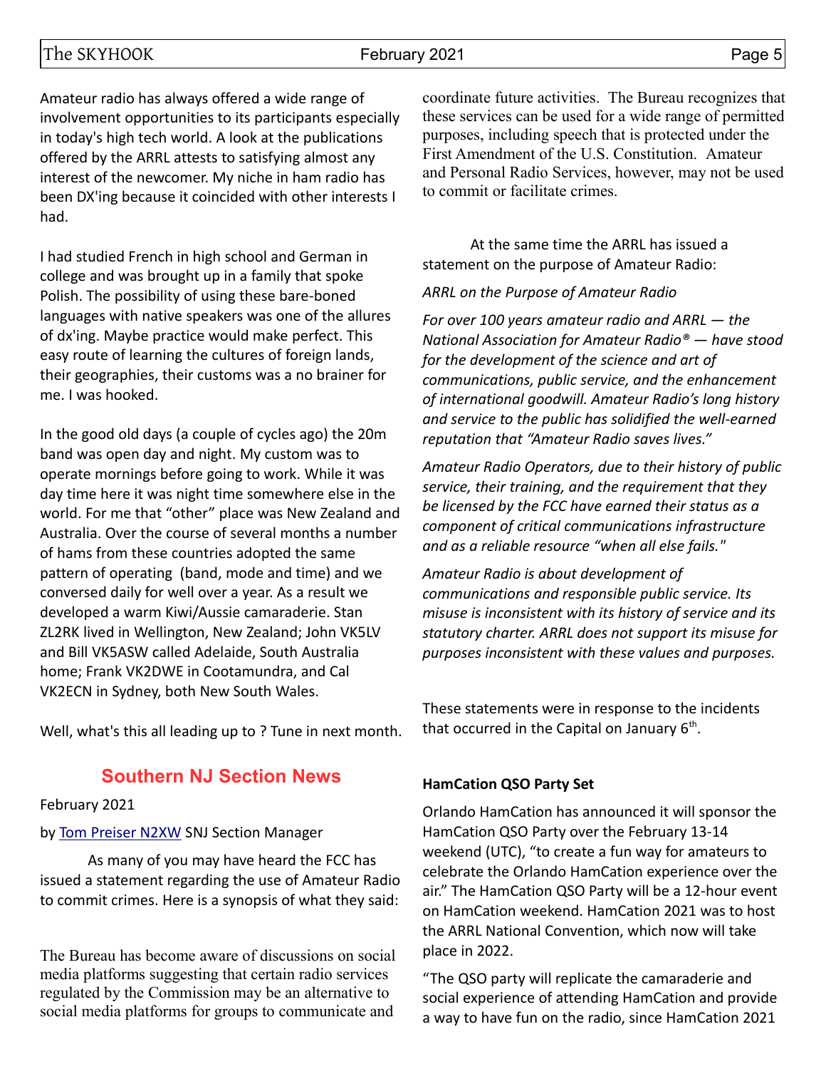Amateur radio has always offered a wide range of involvement opportunities to its participants especially in today's high tech world. A look at the publications offered by the ARRL attests to satisfying almost any interest of the newcomer. My niche in ham radio has been DX'ing because it coincided with other interests I had.

I had studied French in high school and German in college and was brought up in a family that spoke Polish. The possibility of using these bare-boned languages with native speakers was one of the allures of dx'ing. Maybe practice would make perfect. This easy route of learning the cultures of foreign lands, their geographies, their customs was a no brainer for me. I was hooked.

In the good old days (a couple of cycles ago) the 20m band was open day and night. My custom was to operate mornings before going to work. While it was day time here it was night time somewhere else in the world. For me that "other" place was New Zealand and Australia. Over the course of several months a number of hams from these countries adopted the same pattern of operating (band, mode and time) and we conversed daily for well over a year. As a result we developed a warm Kiwi/Aussie camaraderie. Stan ZL2RK lived in Wellington, New Zealand; John VK5LV and Bill VK5ASW called Adelaide, South Australia home; Frank VK2DWE in Cootamundra, and Cal VK2ECN in Sydney, both New South Wales.

Well, what's this all leading up to ? Tune in next month.

## Southern NJ Section News

February 2021

by Tom Preiser N2XW SNJ Section Manager

As many of you may have heard the FCC has issued a statement regarding the use of Amateur Radio to commit crimes. Here is a synopsis of what they said:

The Bureau has become aware of discussions on social media platforms suggesting that certain radio services regulated by the Commission may be an alternative to social media platforms for groups to communicate and coordinate future activities. The Bureau recognizes that these services can be used for a wide range of permitted purposes, including speech that is protected under the First Amendment of the U.S. Constitution. Amateur and Personal Radio Services, however, may not be used to commit or facilitate crimes.

At the same time the ARRL has issued a statement on the purpose of Amateur Radio:

*ARRL on the Purpose of Amateur Radio*

*For over 100 years amateur radio and ARRL — the National Association for Amateur Radio® — have stood for the development of the science and art of communications, public service, and the enhancement of international goodwill. Amateur Radio's long history and service to the public has solidified the well-earned reputation that "Amateur Radio saves lives."*

*Amateur Radio Operators, due to their history of public service, their training, and the requirement that they be licensed by the FCC have earned their status as a component of critical communications infrastructure and as a reliable resource "when all else fails."*

*Amateur Radio is about development of communications and responsible public service. Its misuse is inconsistent with its history of service and its statutory charter. ARRL does not support its misuse for purposes inconsistent with these values and purposes.*

These statements were in response to the incidents that occurred in the Capital on January 6th.

**HamCation QSO Party Set**

Orlando HamCation has announced it will sponsor the HamCation QSO Party over the February 13-14 weekend (UTC), "to create a fun way for amateurs to celebrate the Orlando HamCation experience over the air." The HamCation QSO Party will be a 12-hour event on HamCation weekend. HamCation 2021 was to host the ARRL National Convention, which now will take place in 2022.

"The QSO party will replicate the camaraderie and social experience of attending HamCation and provide a way to have fun on the radio, since HamCation 2021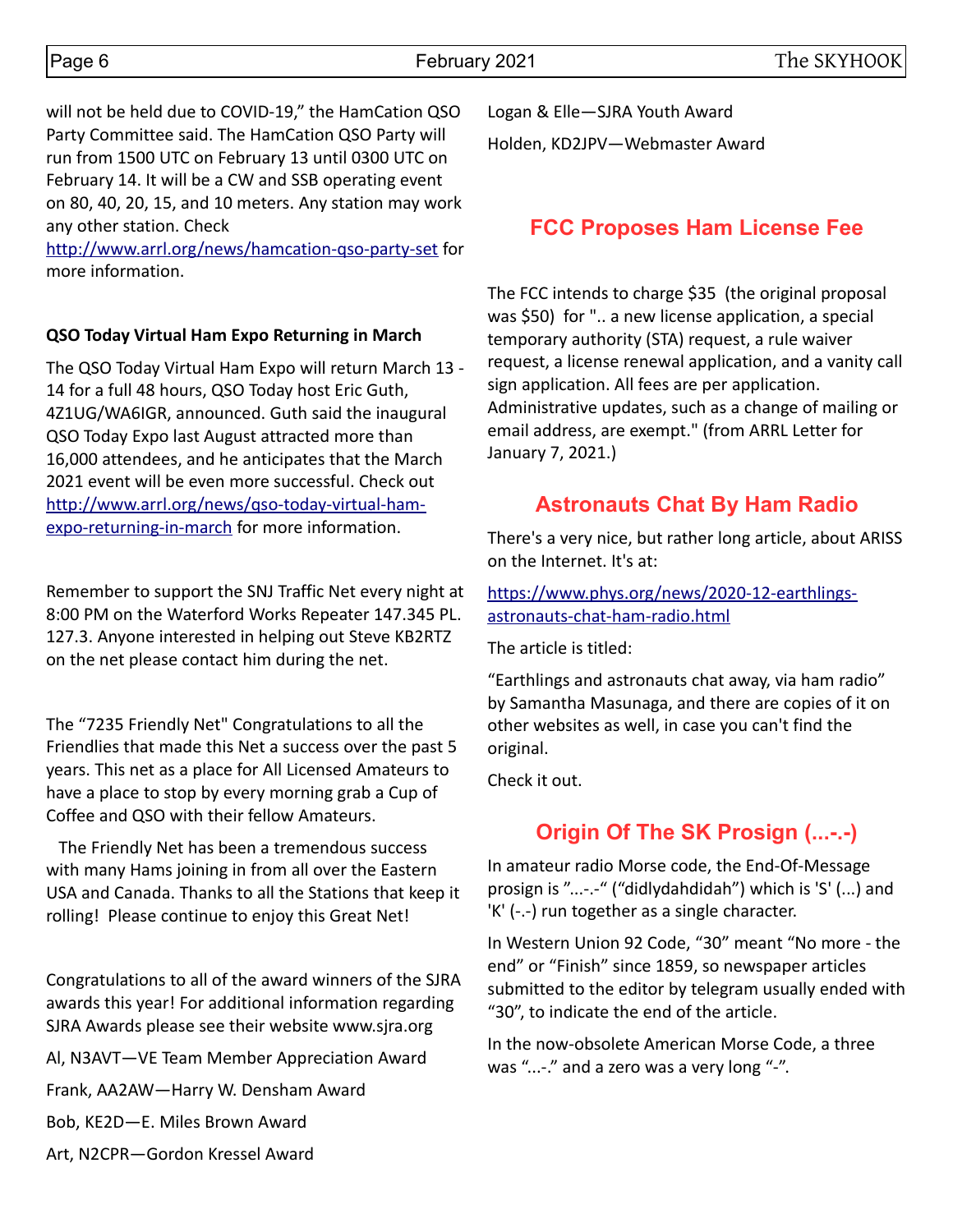will not be held due to COVID-19," the HamCation QSO Party Committee said. The HamCation QSO Party will run from 1500 UTC on February 13 until 0300 UTC on February 14. It will be a CW and SSB operating event on 80, 40, 20, 15, and 10 meters. Any station may work any other station. Check http://www.arrl.org/news/hamcation-qso-party-set for more information.

**QSO Today Virtual Ham Expo Returning in March**

The QSO Today Virtual Ham Expo will return March 13 - 14 for a full 48 hours, QSO Today host Eric Guth, 4Z1UG/WA6IGR, announced. Guth said the inaugural QSO Today Expo last August attracted more than 16,000 attendees, and he anticipates that the March 2021 event will be even more successful. Check out http://www.arrl.org/news/qso-today-virtual-ham-expo-returning-in-march for more information.

Remember to support the SNJ Traffic Net every night at 8:00 PM on the Waterford Works Repeater 147.345 PL. 127.3. Anyone interested in helping out Steve KB2RTZ on the net please contact him during the net.

The "7235 Friendly Net" Congratulations to all the Friendlies that made this Net a success over the past 5 years. This net as a place for All Licensed Amateurs to have a place to stop by every morning grab a Cup of Coffee and QSO with their fellow Amateurs.

The Friendly Net has been a tremendous success with many Hams joining in from all over the Eastern USA and Canada. Thanks to all the Stations that keep it rolling! Please continue to enjoy this Great Net!

Congratulations to all of the award winners of the SJRA awards this year! For additional information regarding SJRA Awards please see their website www.sjra.org

Al, N3AVT—VE Team Member Appreciation Award

Frank, AA2AW—Harry W. Densham Award

Bob, KE2D—E. Miles Brown Award

Art, N2CPR—Gordon Kressel Award

Logan & Elle—SJRA Youth Award

Holden, KD2JPV—Webmaster Award

## FCC Proposes Ham License Fee

The FCC intends to charge $35 (the original proposal was $50) for ".. a new license application, a special temporary authority (STA) request, a rule waiver request, a license renewal application, and a vanity call sign application. All fees are per application. Administrative updates, such as a change of mailing or email address, are exempt." (from ARRL Letter for January 7, 2021.)

## Astronauts Chat By Ham Radio

There's a very nice, but rather long article, about ARISS on the Internet. It's at:

https://www.phys.org/news/2020-12-earthlings-astronauts-chat-ham-radio.html

The article is titled:

"Earthlings and astronauts chat away, via ham radio" by Samantha Masunaga, and there are copies of it on other websites as well, in case you can't find the original.

Check it out.

## Origin Of The SK Prosign (...-.-)

In amateur radio Morse code, the End-Of-Message prosign is "...-.-" ("didlydahdidah") which is 'S' (...) and 'K' (-.-) run together as a single character.

In Western Union 92 Code, "30" meant "No more - the end" or "Finish" since 1859, so newspaper articles submitted to the editor by telegram usually ended with "30", to indicate the end of the article.

In the now-obsolete American Morse Code, a three was "...-." and a zero was a very long "-".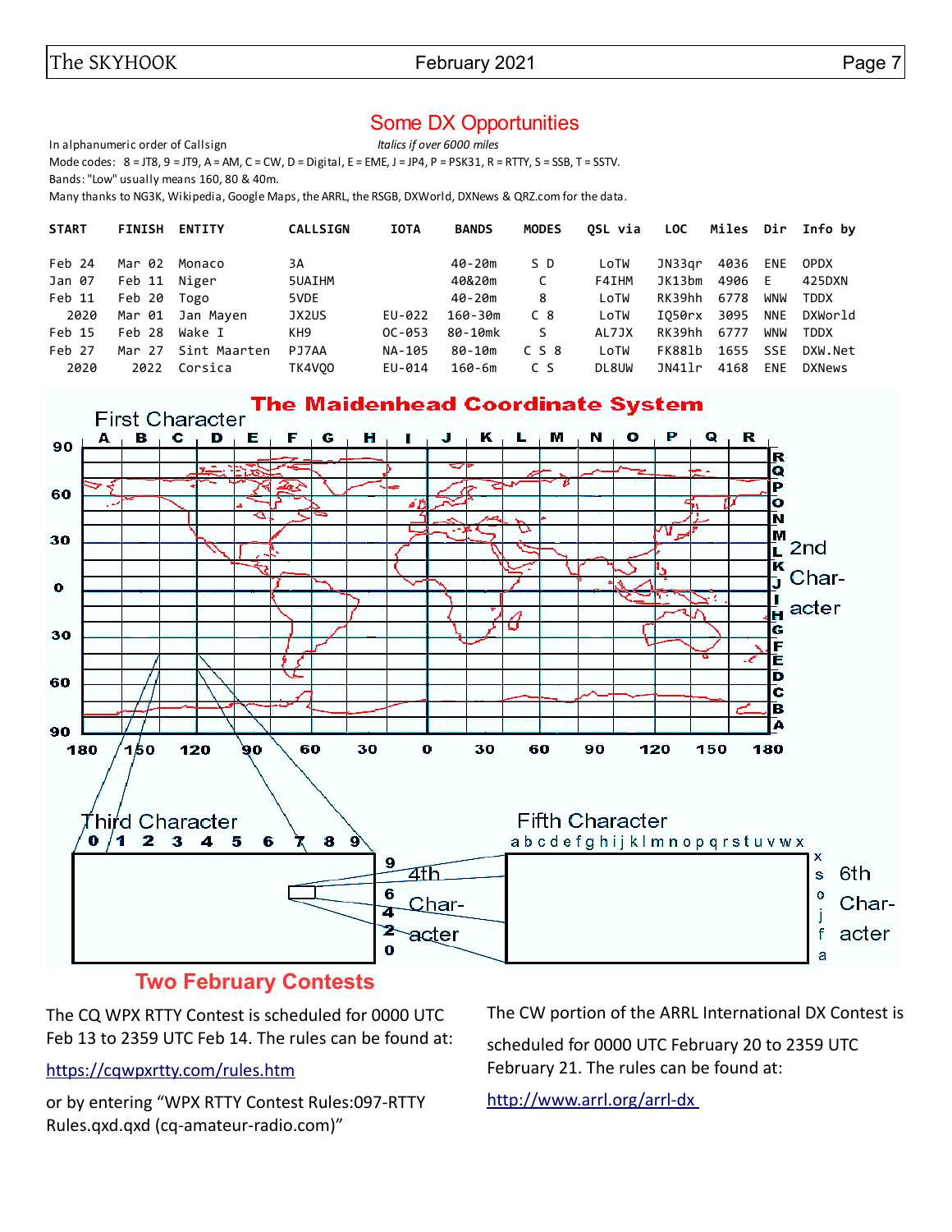## Some DX Opportunities

In alphanumeric order of Callsign *Italics if over 6000 miles*

Mode codes: 8 = JT8, 9 = JT9, A = AM, C = CW, D = Digital, E = EME, J = JP4, P = PSK31, R = RTTY, S = SSB, T = SSTV.

Bands: "Low" usually means 160, 80 & 40m.

Many thanks to NG3K, Wikipedia, Google Maps, the ARRL, the RSGB, DXWorld, DXNews & QRZ.com for the data.

| START | FINISH | ENTITY | CALLSIGN | IOTA | BANDS | MODES | QSL via | LOC | Miles | Dir | Info by |
|---|---|---|---|---|---|---|---|---|---|---|---|
| Feb 24 | Mar 02 | Monaco | 3A | | 40-20m | S D | LoTW | JN33qr | 4036 | ENE | OPDX |
| Jan 07 | Feb 11 | Niger | 5UAIHM | | 40&20m | C | F4IHM | JK13bm | 4906 | E | 425DXN |
| Feb 11 | Feb 20 | Togo | 5VDE | | 40-20m | 8 | LoTW | RK39hh | 6778 | WNW | TDDX |
| 2020 | Mar 01 | Jan Mayen | JX2US | EU-022 | 160-30m | C 8 | LoTW | IQ50rx | 3095 | NNE | DXWorld |
| Feb 15 | Feb 28 | Wake I | KH9 | OC-053 | 80-10mk | S | AL7JX | RK39hh | 6777 | WNW | TDDX |
| Feb 27 | Mar 27 | Sint Maarten | PJ7AA | NA-105 | 80-10m | C S 8 | LoTW | FK88lb | 1655 | SSE | DXW.Net |
| 2020 | 2022 | Corsica | TK4VQO | EU-014 | 160-6m | C S | DL8UW | JN41lr | 4168 | ENE | DXNews |

## The Maidenhead Coordinate System

First Character: A B C D E F G H I J K L M N O P Q R (longitude 180 to 180)

2nd Character: A B C D E F G H I J K L M N O P Q R (latitude 90 to 90)

Third Character: 0 1 2 3 4 5 6 7 8 9

4th Character: 0 2 4 6 9

Fifth Character: a b c d e f g h i j k l m n o p q r s t u v w x

6th Character: a f j o s x

## Two February Contests

The CQ WPX RTTY Contest is scheduled for 0000 UTC Feb 13 to 2359 UTC Feb 14. The rules can be found at:

https://cqwpxrtty.com/rules.htm

or by entering "WPX RTTY Contest Rules:097-RTTY Rules.qxd.qxd (cq-amateur-radio.com)"

The CW portion of the ARRL International DX Contest is scheduled for 0000 UTC February 20 to 2359 UTC February 21. The rules can be found at:

http://www.arrl.org/arrl-dx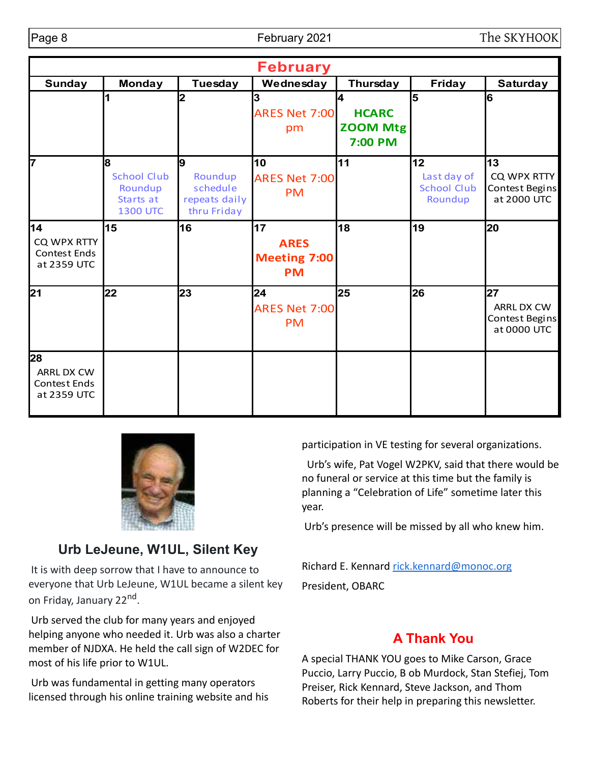## February

| Sunday | Monday | Tuesday | Wednesday | Thursday | Friday | Saturday |
|---|---|---|---|---|---|---|
| | 1 | 2 | 3 ARES Net 7:00 pm | 4 **HCARC ZOOM Mtg 7:00 PM** | 5 | 6 |
| 7 | 8 School Club Roundup Starts at 1300 UTC | 9 Roundup schedule repeats daily thru Friday | 10 ARES Net 7:00 PM | 11 | 12 Last day of School Club Roundup | 13 CQ WPX RTTY Contest Begins at 2000 UTC |
| 14 CQ WPX RTTY Contest Ends at 2359 UTC | 15 | 16 | 17 **ARES Meeting 7:00 PM** | 18 | 19 | 20 |
| 21 | 22 | 23 | 24 ARES Net 7:00 PM | 25 | 26 | 27 ARRL DX CW Contest Begins at 0000 UTC |
| 28 ARRL DX CW Contest Ends at 2359 UTC | | | | | | |

## Urb LeJeune, W1UL, Silent Key

It is with deep sorrow that I have to announce to everyone that Urb LeJeune, W1UL became a silent key on Friday, January 22nd.

Urb served the club for many years and enjoyed helping anyone who needed it. Urb was also a charter member of NJDXA. He held the call sign of W2DEC for most of his life prior to W1UL.

Urb was fundamental in getting many operators licensed through his online training website and his participation in VE testing for several organizations.

Urb's wife, Pat Vogel W2PKV, said that there would be no funeral or service at this time but the family is planning a "Celebration of Life" sometime later this year.

Urb's presence will be missed by all who knew him.

Richard E. Kennard rick.kennard@monoc.org

President, OBARC

## A Thank You

A special THANK YOU goes to Mike Carson, Grace Puccio, Larry Puccio, B ob Murdock, Stan Stefiej, Tom Preiser, Rick Kennard, Steve Jackson, and Thom Roberts for their help in preparing this newsletter.